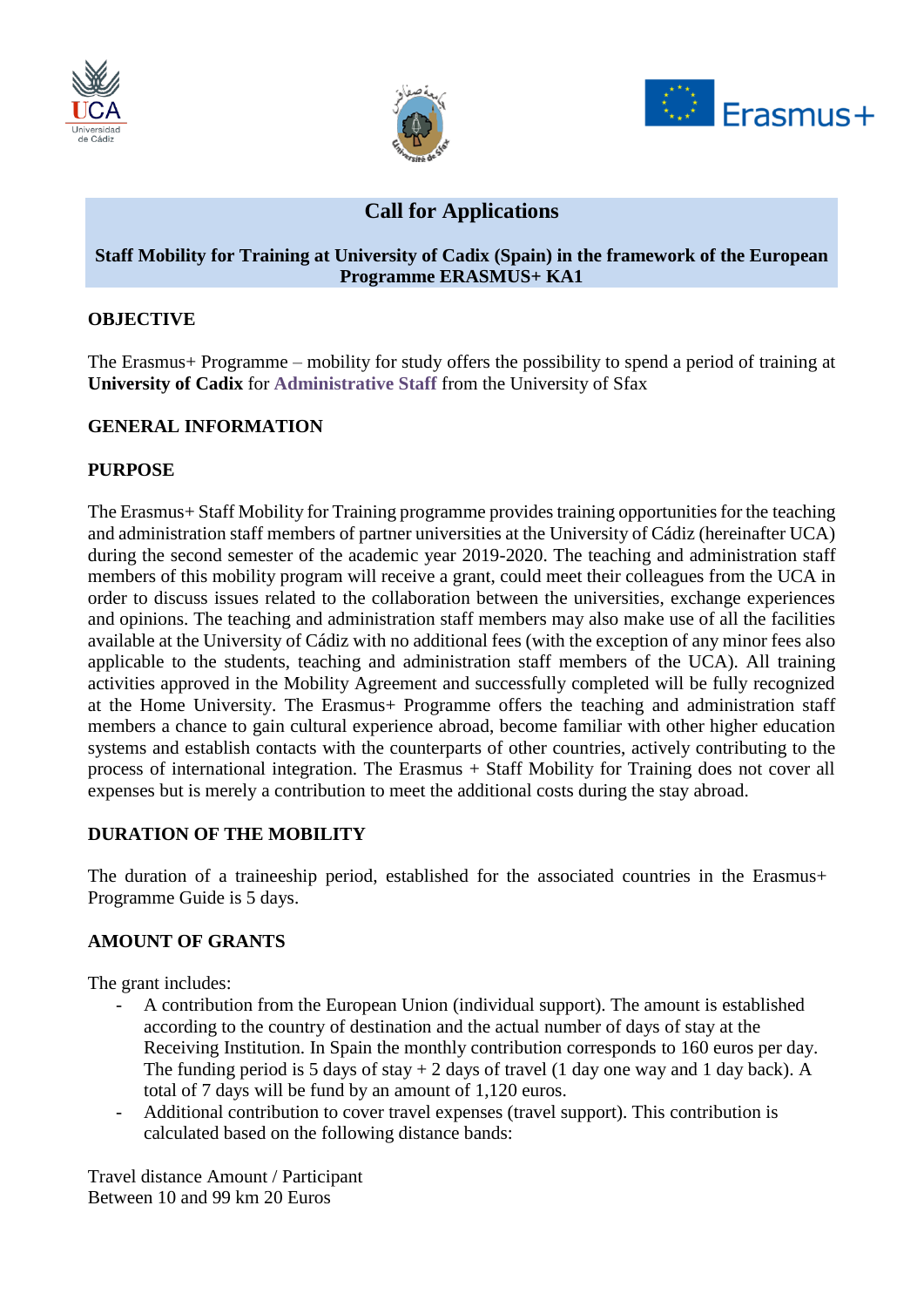# Call for Applications

**Staff Mobility for Training at University of Cadix (Spain) in the framework of the European Programme ERASMUS+ KA1**

## OBJECTIVE

The Erasmus+ Programme – mobility for study offers the possibility to spend a period of training at **University of Cadix** for **Administrative Staff** from the University of Sfax

## GENERAL INFORMATION

## PURPOSE

The Erasmus+ Staff Mobility for Training programme provides training opportunities for the teaching and administration staff members of partner universities at the University of Cádiz (hereinafter UCA) during the second semester of the academic year 2019-2020. The teaching and administration staff members of this mobility program will receive a grant, could meet their colleagues from the UCA in order to discuss issues related to the collaboration between the universities, exchange experiences and opinions. The teaching and administration staff members may also make use of all the facilities available at the University of Cádiz with no additional fees (with the exception of any minor fees also applicable to the students, teaching and administration staff members of the UCA). All training activities approved in the Mobility Agreement and successfully completed will be fully recognized at the Home University. The Erasmus+ Programme offers the teaching and administration staff members a chance to gain cultural experience abroad, become familiar with other higher education systems and establish contacts with the counterparts of other countries, actively contributing to the process of international integration. The Erasmus + Staff Mobility for Training does not cover all expenses but is merely a contribution to meet the additional costs during the stay abroad.

## DURATION OF THE MOBILITY

The duration of a traineeship period, established for the associated countries in the Erasmus+ Programme Guide is 5 days.

## AMOUNT OF GRANTS

The grant includes:

- A contribution from the European Union (individual support). The amount is established according to the country of destination and the actual number of days of stay at the Receiving Institution. In Spain the monthly contribution corresponds to 160 euros per day. The funding period is 5 days of stay + 2 days of travel (1 day one way and 1 day back). A total of 7 days will be fund by an amount of 1,120 euros.
- Additional contribution to cover travel expenses (travel support). This contribution is calculated based on the following distance bands:

| Travel distance | Amount / Participant |
|---|---|
| Between 10 and 99 km | 20 Euros |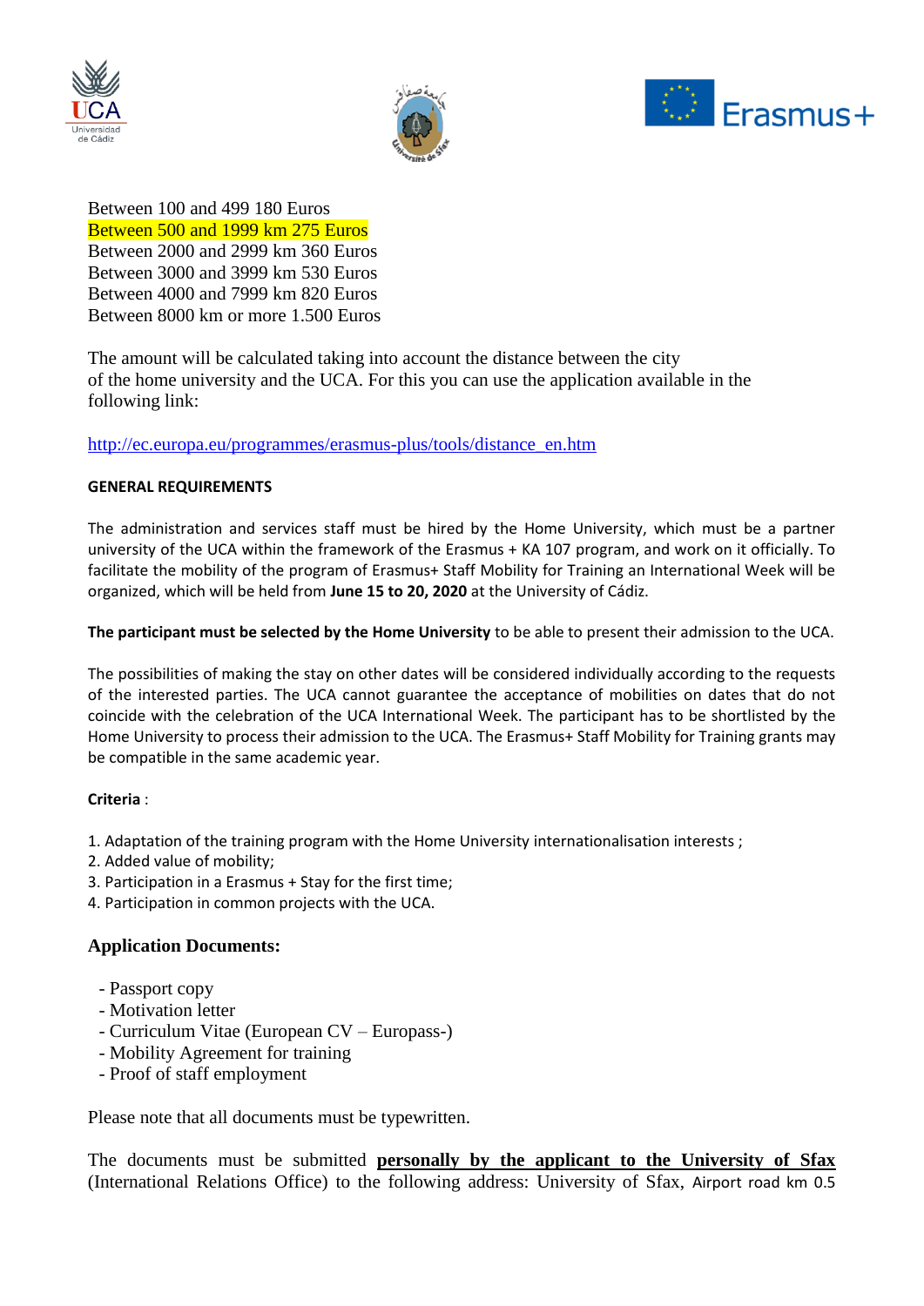Between 100 and 499 180 Euros
Between 500 and 1999 km 275 Euros
Between 2000 and 2999 km 360 Euros
Between 3000 and 3999 km 530 Euros
Between 4000 and 7999 km 820 Euros
Between 8000 km or more 1.500 Euros

The amount will be calculated taking into account the distance between the city of the home university and the UCA. For this you can use the application available in the following link:

http://ec.europa.eu/programmes/erasmus-plus/tools/distance_en.htm

**GENERAL REQUIREMENTS**

The administration and services staff must be hired by the Home University, which must be a partner university of the UCA within the framework of the Erasmus + KA 107 program, and work on it officially. To facilitate the mobility of the program of Erasmus+ Staff Mobility for Training an International Week will be organized, which will be held from **June 15 to 20, 2020** at the University of Cádiz.

**The participant must be selected by the Home University** to be able to present their admission to the UCA.

The possibilities of making the stay on other dates will be considered individually according to the requests of the interested parties. The UCA cannot guarantee the acceptance of mobilities on dates that do not coincide with the celebration of the UCA International Week. The participant has to be shortlisted by the Home University to process their admission to the UCA. The Erasmus+ Staff Mobility for Training grants may be compatible in the same academic year.

**Criteria** :

1. Adaptation of the training program with the Home University internationalisation interests ;
2. Added value of mobility;
3. Participation in a Erasmus + Stay for the first time;
4. Participation in common projects with the UCA.

**Application Documents:**

- Passport copy
- Motivation letter
- Curriculum Vitae (European CV – Europass-)
- Mobility Agreement for training
- Proof of staff employment

Please note that all documents must be typewritten.

The documents must be submitted **personally by the applicant to the University of Sfax** (International Relations Office) to the following address: University of Sfax, Airport road km 0.5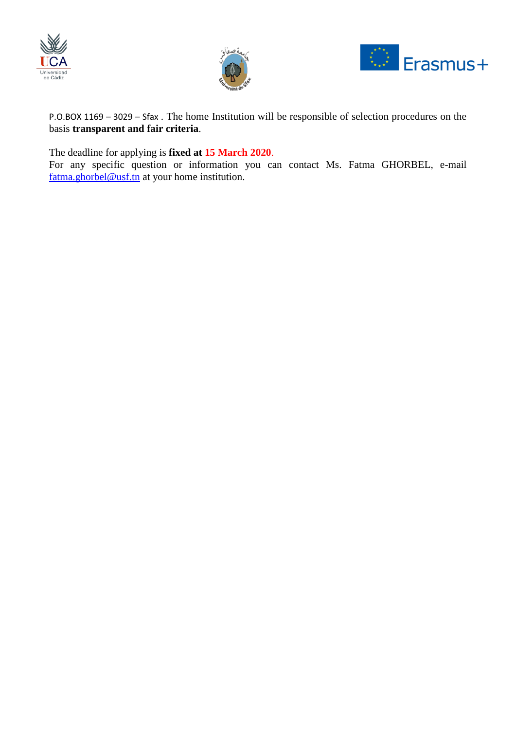P.O.BOX 1169 – 3029 – Sfax . The home Institution will be responsible of selection procedures on the basis **transparent and fair criteria**.

The deadline for applying is **fixed at 15 March 2020**.
For any specific question or information you can contact Ms. Fatma GHORBEL, e-mail fatma.ghorbel@usf.tn at your home institution.